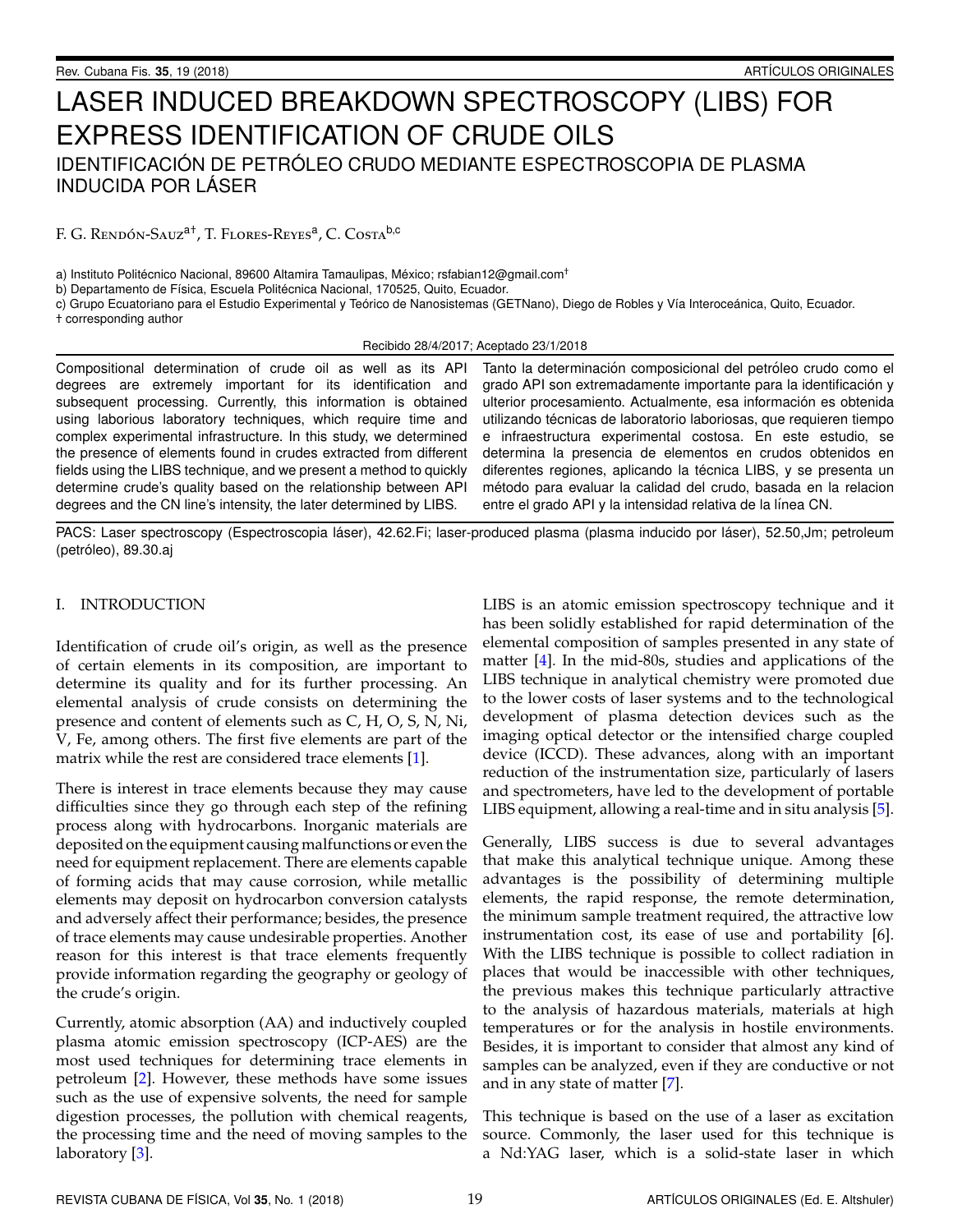# LASER INDUCED BREAKDOWN SPECTROSCOPY (LIBS) FOR EXPRESS IDENTIFICATION OF CRUDE OILS

## IDENTIFICACIÓN DE PETRÓLEO CRUDO MEDIANTE ESPECTROSCOPIA DE PLASMA INDUCIDA POR LÁSER

F. G. Rendón-Sauz[a†], T. Flores-Reyes[a], C. Costa[b,c]

a) Instituto Politécnico Nacional, 89600 Altamira Tamaulipas, México; rsfabian12@gmail.com[†]

b) Departamento de Física, Escuela Politécnica Nacional, 170525, Quito, Ecuador.

c) Grupo Ecuatoriano para el Estudio Experimental y Teórico de Nanosistemas (GETNano), Diego de Robles y Vía Interoceánica, Quito, Ecuador.

† corresponding author

Recibido 28/4/2017; Aceptado 23/1/2018

Compositional determination of crude oil as well as its API degrees are extremely important for its identification and subsequent processing. Currently, this information is obtained using laborious laboratory techniques, which require time and complex experimental infrastructure. In this study, we determined the presence of elements found in crudes extracted from different fields using the LIBS technique, and we present a method to quickly determine crude's quality based on the relationship between API degrees and the CN line's intensity, the later determined by LIBS.

Tanto la determinación composicional del petróleo crudo como el grado API son extremadamente importante para la identificación y ulterior procesamiento. Actualmente, esa información es obtenida utilizando técnicas de laboratorio laboriosas, que requieren tiempo e infraestructura experimental costosa. En este estudio, se determina la presencia de elementos en crudos obtenidos en diferentes regiones, aplicando la técnica LIBS, y se presenta un método para evaluar la calidad del crudo, basada en la relacion entre el grado API y la intensidad relativa de la línea CN.

PACS: Laser spectroscopy (Espectroscopia láser), 42.62.Fi; laser-produced plasma (plasma inducido por láser), 52.50,Jm; petroleum (petróleo), 89.30.aj

## I. INTRODUCTION

Identification of crude oil's origin, as well as the presence of certain elements in its composition, are important to determine its quality and for its further processing. An elemental analysis of crude consists on determining the presence and content of elements such as C, H, O, S, N, Ni, V, Fe, among others. The first five elements are part of the matrix while the rest are considered trace elements [1].

There is interest in trace elements because they may cause difficulties since they go through each step of the refining process along with hydrocarbons. Inorganic materials are deposited on the equipment causing malfunctions or even the need for equipment replacement. There are elements capable of forming acids that may cause corrosion, while metallic elements may deposit on hydrocarbon conversion catalysts and adversely affect their performance; besides, the presence of trace elements may cause undesirable properties. Another reason for this interest is that trace elements frequently provide information regarding the geography or geology of the crude's origin.

Currently, atomic absorption (AA) and inductively coupled plasma atomic emission spectroscopy (ICP-AES) are the most used techniques for determining trace elements in petroleum [2]. However, these methods have some issues such as the use of expensive solvents, the need for sample digestion processes, the pollution with chemical reagents, the processing time and the need of moving samples to the laboratory [3].

LIBS is an atomic emission spectroscopy technique and it has been solidly established for rapid determination of the elemental composition of samples presented in any state of matter [4]. In the mid-80s, studies and applications of the LIBS technique in analytical chemistry were promoted due to the lower costs of laser systems and to the technological development of plasma detection devices such as the imaging optical detector or the intensified charge coupled device (ICCD). These advances, along with an important reduction of the instrumentation size, particularly of lasers and spectrometers, have led to the development of portable LIBS equipment, allowing a real-time and in situ analysis [5].

Generally, LIBS success is due to several advantages that make this analytical technique unique. Among these advantages is the possibility of determining multiple elements, the rapid response, the remote determination, the minimum sample treatment required, the attractive low instrumentation cost, its ease of use and portability [6]. With the LIBS technique is possible to collect radiation in places that would be inaccessible with other techniques, the previous makes this technique particularly attractive to the analysis of hazardous materials, materials at high temperatures or for the analysis in hostile environments. Besides, it is important to consider that almost any kind of samples can be analyzed, even if they are conductive or not and in any state of matter [7].

This technique is based on the use of a laser as excitation source. Commonly, the laser used for this technique is a Nd:YAG laser, which is a solid-state laser in which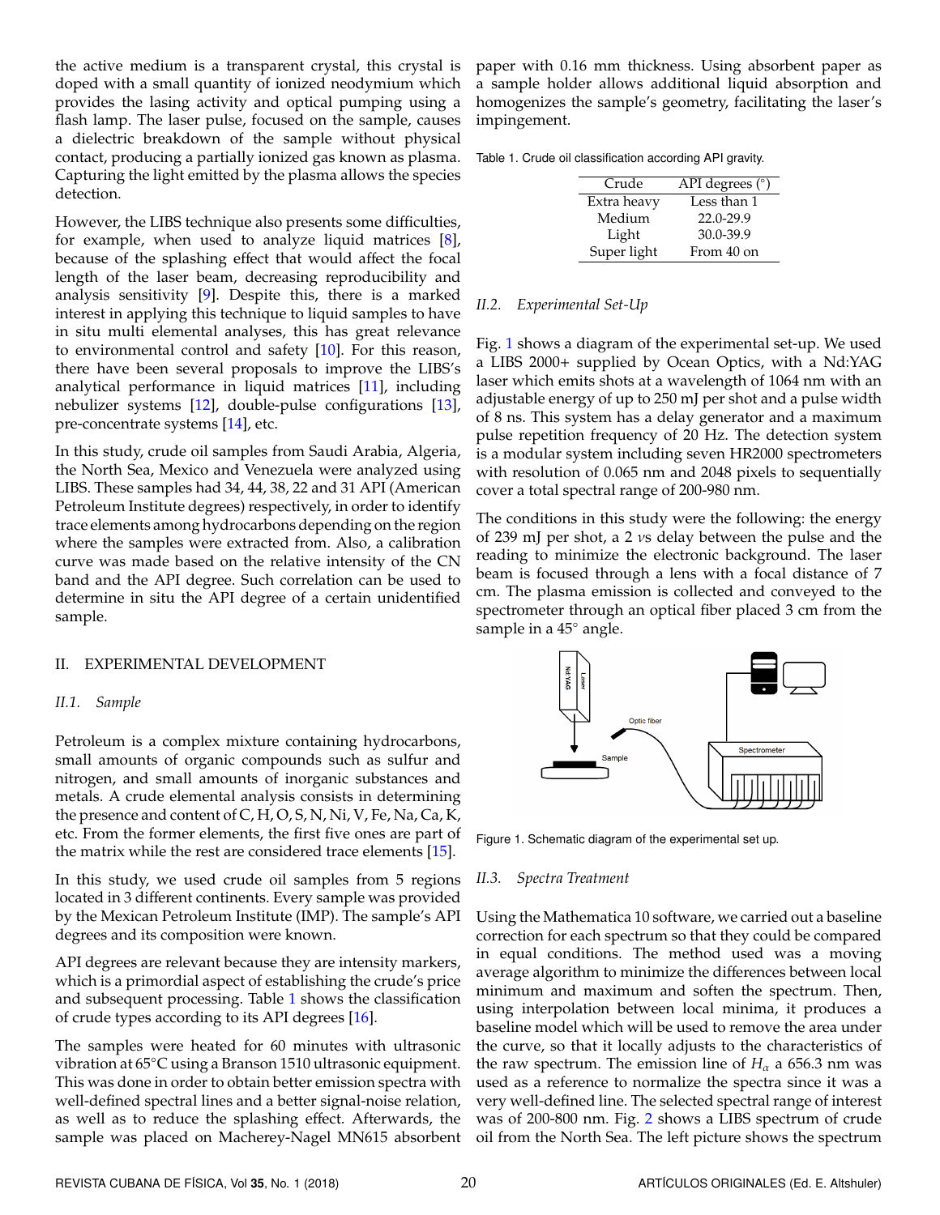the active medium is a transparent crystal, this crystal is doped with a small quantity of ionized neodymium which provides the lasing activity and optical pumping using a flash lamp. The laser pulse, focused on the sample, causes a dielectric breakdown of the sample without physical contact, producing a partially ionized gas known as plasma. Capturing the light emitted by the plasma allows the species detection.

However, the LIBS technique also presents some difficulties, for example, when used to analyze liquid matrices [8], because of the splashing effect that would affect the focal length of the laser beam, decreasing reproducibility and analysis sensitivity [9]. Despite this, there is a marked interest in applying this technique to liquid samples to have in situ multi elemental analyses, this has great relevance to environmental control and safety [10]. For this reason, there have been several proposals to improve the LIBS's analytical performance in liquid matrices [11], including nebulizer systems [12], double-pulse configurations [13], pre-concentrate systems [14], etc.

In this study, crude oil samples from Saudi Arabia, Algeria, the North Sea, Mexico and Venezuela were analyzed using LIBS. These samples had 34, 44, 38, 22 and 31 API (American Petroleum Institute degrees) respectively, in order to identify trace elements among hydrocarbons depending on the region where the samples were extracted from. Also, a calibration curve was made based on the relative intensity of the CN band and the API degree. Such correlation can be used to determine in situ the API degree of a certain unidentified sample.

## II. EXPERIMENTAL DEVELOPMENT

### *II.1. Sample*

Petroleum is a complex mixture containing hydrocarbons, small amounts of organic compounds such as sulfur and nitrogen, and small amounts of inorganic substances and metals. A crude elemental analysis consists in determining the presence and content of C, H, O, S, N, Ni, V, Fe, Na, Ca, K, etc. From the former elements, the first five ones are part of the matrix while the rest are considered trace elements [15].

In this study, we used crude oil samples from 5 regions located in 3 different continents. Every sample was provided by the Mexican Petroleum Institute (IMP). The sample's API degrees and its composition were known.

API degrees are relevant because they are intensity markers, which is a primordial aspect of establishing the crude's price and subsequent processing. Table 1 shows the classification of crude types according to its API degrees [16].

The samples were heated for 60 minutes with ultrasonic vibration at 65°C using a Branson 1510 ultrasonic equipment. This was done in order to obtain better emission spectra with well-defined spectral lines and a better signal-noise relation, as well as to reduce the splashing effect. Afterwards, the sample was placed on Macherey-Nagel MN615 absorbent paper with 0.16 mm thickness. Using absorbent paper as a sample holder allows additional liquid absorption and homogenizes the sample's geometry, facilitating the laser's impingement.

Table 1. Crude oil classification according API gravity.

| Crude | API degrees (°) |
|---|---|
| Extra heavy | Less than 1 |
| Medium | 22.0-29.9 |
| Light | 30.0-39.9 |
| Super light | From 40 on |

### *II.2. Experimental Set-Up*

Fig. 1 shows a diagram of the experimental set-up. We used a LIBS 2000+ supplied by Ocean Optics, with a Nd:YAG laser which emits shots at a wavelength of 1064 nm with an adjustable energy of up to 250 mJ per shot and a pulse width of 8 ns. This system has a delay generator and a maximum pulse repetition frequency of 20 Hz. The detection system is a modular system including seven HR2000 spectrometers with resolution of 0.065 nm and 2048 pixels to sequentially cover a total spectral range of 200-980 nm.

The conditions in this study were the following: the energy of 239 mJ per shot, a 2 $\nu$s delay between the pulse and the reading to minimize the electronic background. The laser beam is focused through a lens with a focal distance of 7 cm. The plasma emission is collected and conveyed to the spectrometer through an optical fiber placed 3 cm from the sample in a 45° angle.

Figure 1. Schematic diagram of the experimental set up.

### *II.3. Spectra Treatment*

Using the Mathematica 10 software, we carried out a baseline correction for each spectrum so that they could be compared in equal conditions. The method used was a moving average algorithm to minimize the differences between local minimum and maximum and soften the spectrum. Then, using interpolation between local minima, it produces a baseline model which will be used to remove the area under the curve, so that it locally adjusts to the characteristics of the raw spectrum. The emission line of $H_\alpha$ a 656.3 nm was used as a reference to normalize the spectra since it was a very well-defined line. The selected spectral range of interest was of 200-800 nm. Fig. 2 shows a LIBS spectrum of crude oil from the North Sea. The left picture shows the spectrum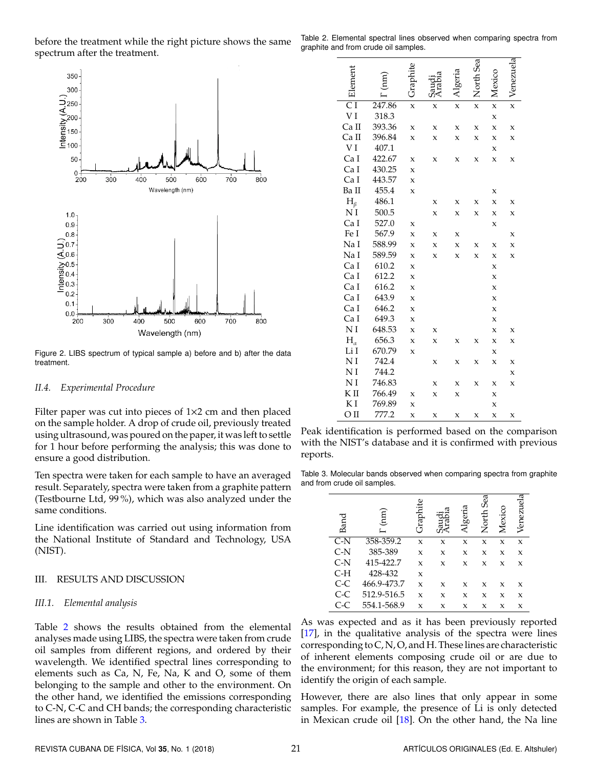before the treatment while the right picture shows the same spectrum after the treatment.

Figure 2. LIBS spectrum of typical sample a) before and b) after the data treatment.

### II.4. Experimental Procedure

Filter paper was cut into pieces of 1×2 cm and then placed on the sample holder. A drop of crude oil, previously treated using ultrasound, was poured on the paper, it was left to settle for 1 hour before performing the analysis; this was done to ensure a good distribution.

Ten spectra were taken for each sample to have an averaged result. Separately, spectra were taken from a graphite pattern (Testbourne Ltd, 99 %), which was also analyzed under the same conditions.

Line identification was carried out using information from the National Institute of Standard and Technology, USA (NIST).

## III. RESULTS AND DISCUSSION

### III.1. Elemental analysis

Table 2 shows the results obtained from the elemental analyses made using LIBS, the spectra were taken from crude oil samples from different regions, and ordered by their wavelength. We identified spectral lines corresponding to elements such as Ca, N, Fe, Na, K and O, some of them belonging to the sample and other to the environment. On the other hand, we identified the emissions corresponding to C-N, C-C and CH bands; the corresponding characteristic lines are shown in Table 3.

Table 2. Elemental spectral lines observed when comparing spectra from graphite and from crude oil samples.

| Element | Γ (nm) | Graphite | Saudi Arabia | Algeria | North Sea | Mexico | Venezuela |
|---|---|---|---|---|---|---|---|
| C I | 247.86 | x | x | x | x | x | x |
| V I | 318.3 | | | | | x | |
| Ca II | 393.36 | x | x | x | x | x | x |
| Ca II | 396.84 | x | x | x | x | x | x |
| V I | 407.1 | | | | | x | |
| Ca I | 422.67 | x | x | x | x | x | x |
| Ca I | 430.25 | x | | | | | |
| Ca I | 443.57 | x | | | | | |
| Ba II | 455.4 | x | | | | x | |
| $H_\beta$ | 486.1 | | x | x | x | x | x |
| N I | 500.5 | | x | x | x | x | x |
| Ca I | 527.0 | x | | | | x | |
| Fe I | 567.9 | x | x | x | | | x |
| Na I | 588.99 | x | x | x | x | x | x |
| Na I | 589.59 | x | x | x | x | x | x |
| Ca I | 610.2 | x | | | | x | |
| Ca I | 612.2 | x | | | | x | |
| Ca I | 616.2 | x | | | | x | |
| Ca I | 643.9 | x | | | | x | |
| Ca I | 646.2 | x | | | | x | |
| Ca I | 649.3 | x | | | | x | |
| N I | 648.53 | x | x | | | x | x |
| $H_\alpha$ | 656.3 | x | x | x | x | x | x |
| Li I | 670.79 | x | | | | x | |
| N I | 742.4 | | x | x | x | x | x |
| N I | 744.2 | | | | | | x |
| N I | 746.83 | | x | x | x | x | x |
| K II | 766.49 | x | x | x | | x | |
| K I | 769.89 | x | | | | x | |
| O II | 777.2 | x | x | x | x | x | x |

Peak identification is performed based on the comparison with the NIST's database and it is confirmed with previous reports.

Table 3. Molecular bands observed when comparing spectra from graphite and from crude oil samples.

| Band | Γ (nm) | Graphite | Saudi Arabia | Algeria | North Sea | Mexico | Venezuela |
|---|---|---|---|---|---|---|---|
| C-N | 358-359.2 | x | x | x | x | x | x |
| C-N | 385-389 | x | x | x | x | x | x |
| C-N | 415-422.7 | x | x | x | x | x | x |
| C-H | 428-432 | x | | | | | |
| C-C | 466.9-473.7 | x | x | x | x | x | x |
| C-C | 512.9-516.5 | x | x | x | x | x | x |
| C-C | 554.1-568.9 | x | x | x | x | x | x |

As was expected and as it has been previously reported [17], in the qualitative analysis of the spectra were lines corresponding to C, N, O, and H. These lines are characteristic of inherent elements composing crude oil or are due to the environment; for this reason, they are not important to identify the origin of each sample.

However, there are also lines that only appear in some samples. For example, the presence of Li is only detected in Mexican crude oil [18]. On the other hand, the Na line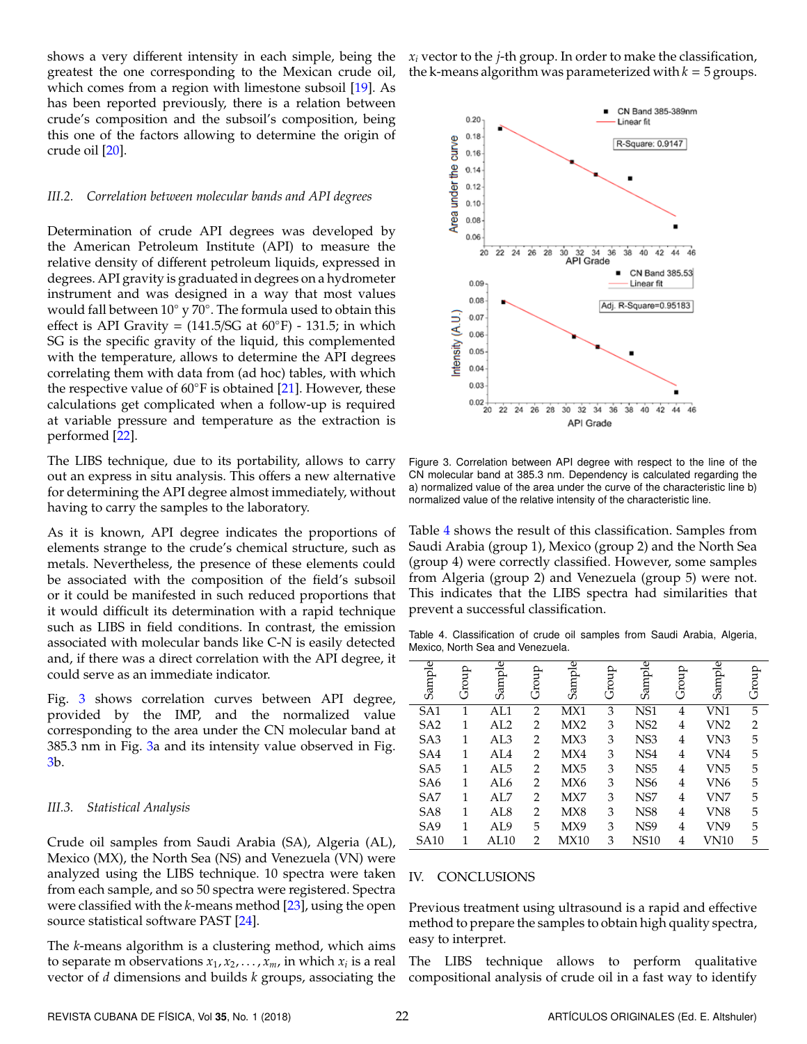shows a very different intensity in each simple, being the greatest the one corresponding to the Mexican crude oil, which comes from a region with limestone subsoil [19]. As has been reported previously, there is a relation between crude's composition and the subsoil's composition, being this one of the factors allowing to determine the origin of crude oil [20].

### *III.2. Correlation between molecular bands and API degrees*

Determination of crude API degrees was developed by the American Petroleum Institute (API) to measure the relative density of different petroleum liquids, expressed in degrees. API gravity is graduated in degrees on a hydrometer instrument and was designed in a way that most values would fall between 10° y 70°. The formula used to obtain this effect is API Gravity = (141.5/SG at 60°F) - 131.5; in which SG is the specific gravity of the liquid, this complemented with the temperature, allows to determine the API degrees correlating them with data from (ad hoc) tables, with which the respective value of 60°F is obtained [21]. However, these calculations get complicated when a follow-up is required at variable pressure and temperature as the extraction is performed [22].

The LIBS technique, due to its portability, allows to carry out an express in situ analysis. This offers a new alternative for determining the API degree almost immediately, without having to carry the samples to the laboratory.

As it is known, API degree indicates the proportions of elements strange to the crude's chemical structure, such as metals. Nevertheless, the presence of these elements could be associated with the composition of the field's subsoil or it could be manifested in such reduced proportions that it would difficult its determination with a rapid technique such as LIBS in field conditions. In contrast, the emission associated with molecular bands like C-N is easily detected and, if there was a direct correlation with the API degree, it could serve as an immediate indicator.

Fig. 3 shows correlation curves between API degree, provided by the IMP, and the normalized value corresponding to the area under the CN molecular band at 385.3 nm in Fig. 3a and its intensity value observed in Fig. 3b.

### *III.3. Statistical Analysis*

Crude oil samples from Saudi Arabia (SA), Algeria (AL), Mexico (MX), the North Sea (NS) and Venezuela (VN) were analyzed using the LIBS technique. 10 spectra were taken from each sample, and so 50 spectra were registered. Spectra were classified with the *k*-means method [23], using the open source statistical software PAST [24].

The *k*-means algorithm is a clustering method, which aims to separate m observations $x_1, x_2, \ldots, x_m$, in which $x_i$ is a real vector of $d$ dimensions and builds $k$ groups, associating the $x_i$ vector to the $j$-th group. In order to make the classification, the k-means algorithm was parameterized with $k = 5$ groups.

Figure 3. Correlation between API degree with respect to the line of the CN molecular band at 385.3 nm. Dependency is calculated regarding the a) normalized value of the area under the curve of the characteristic line b) normalized value of the relative intensity of the characteristic line.

Table 4 shows the result of this classification. Samples from Saudi Arabia (group 1), Mexico (group 2) and the North Sea (group 4) were correctly classified. However, some samples from Algeria (group 2) and Venezuela (group 5) were not. This indicates that the LIBS spectra had similarities that prevent a successful classification.

Table 4. Classification of crude oil samples from Saudi Arabia, Algeria, Mexico, North Sea and Venezuela.

| Sample | Group | Sample | Group | Sample | Group | Sample | Group | Sample | Group |
|---|---|---|---|---|---|---|---|---|---|
| SA1 | 1 | AL1 | 2 | MX1 | 3 | NS1 | 4 | VN1 | 5 |
| SA2 | 1 | AL2 | 2 | MX2 | 3 | NS2 | 4 | VN2 | 2 |
| SA3 | 1 | AL3 | 2 | MX3 | 3 | NS3 | 4 | VN3 | 5 |
| SA4 | 1 | AL4 | 2 | MX4 | 3 | NS4 | 4 | VN4 | 5 |
| SA5 | 1 | AL5 | 2 | MX5 | 3 | NS5 | 4 | VN5 | 5 |
| SA6 | 1 | AL6 | 2 | MX6 | 3 | NS6 | 4 | VN6 | 5 |
| SA7 | 1 | AL7 | 2 | MX7 | 3 | NS7 | 4 | VN7 | 5 |
| SA8 | 1 | AL8 | 2 | MX8 | 3 | NS8 | 4 | VN8 | 5 |
| SA9 | 1 | AL9 | 5 | MX9 | 3 | NS9 | 4 | VN9 | 5 |
| SA10 | 1 | AL10 | 2 | MX10 | 3 | NS10 | 4 | VN10 | 5 |

## IV. CONCLUSIONS

Previous treatment using ultrasound is a rapid and effective method to prepare the samples to obtain high quality spectra, easy to interpret.

The LIBS technique allows to perform qualitative compositional analysis of crude oil in a fast way to identify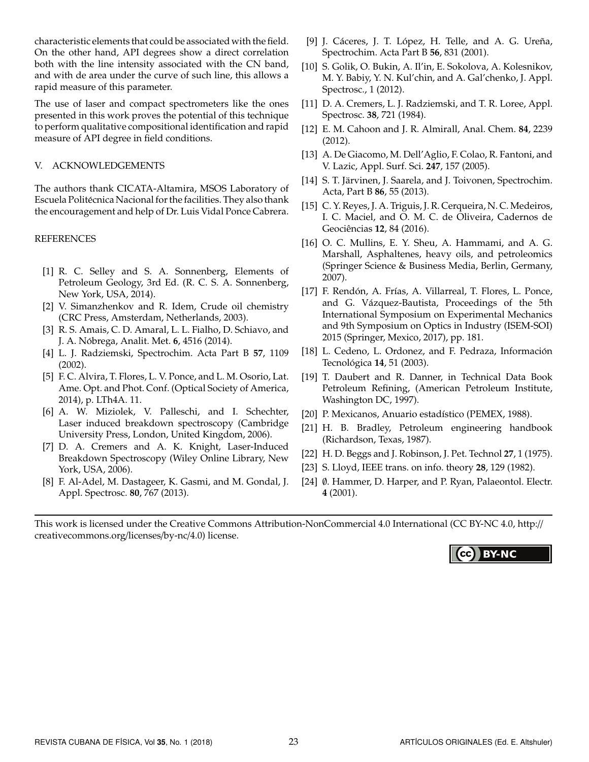characteristic elements that could be associated with the field. On the other hand, API degrees show a direct correlation both with the line intensity associated with the CN band, and with de area under the curve of such line, this allows a rapid measure of this parameter.

The use of laser and compact spectrometers like the ones presented in this work proves the potential of this technique to perform qualitative compositional identification and rapid measure of API degree in field conditions.

## V. ACKNOWLEDGEMENTS

The authors thank CICATA-Altamira, MSOS Laboratory of Escuela Politécnica Nacional for the facilities. They also thank the encouragement and help of Dr. Luis Vidal Ponce Cabrera.

## REFERENCES

[1] R. C. Selley and S. A. Sonnenberg, Elements of Petroleum Geology, 3rd Ed. (R. C. S. A. Sonnenberg, New York, USA, 2014).

[2] V. Simanzhenkov and R. Idem, Crude oil chemistry (CRC Press, Amsterdam, Netherlands, 2003).

[3] R. S. Amais, C. D. Amaral, L. L. Fialho, D. Schiavo, and J. A. Nóbrega, Analit. Met. **6**, 4516 (2014).

[4] L. J. Radziemski, Spectrochim. Acta Part B **57**, 1109 (2002).

[5] F. C. Alvira, T. Flores, L. V. Ponce, and L. M. Osorio, Lat. Ame. Opt. and Phot. Conf. (Optical Society of America, 2014), p. LTh4A. 11.

[6] A. W. Miziolek, V. Palleschi, and I. Schechter, Laser induced breakdown spectroscopy (Cambridge University Press, London, United Kingdom, 2006).

[7] D. A. Cremers and A. K. Knight, Laser-Induced Breakdown Spectroscopy (Wiley Online Library, New York, USA, 2006).

[8] F. Al-Adel, M. Dastageer, K. Gasmi, and M. Gondal, J. Appl. Spectrosc. **80**, 767 (2013).

[9] J. Cáceres, J. T. López, H. Telle, and A. G. Ureña, Spectrochim. Acta Part B **56**, 831 (2001).

[10] S. Golik, O. Bukin, A. Il'in, E. Sokolova, A. Kolesnikov, M. Y. Babiy, Y. N. Kul'chin, and A. Gal'chenko, J. Appl. Spectrosc., 1 (2012).

[11] D. A. Cremers, L. J. Radziemski, and T. R. Loree, Appl. Spectrosc. **38**, 721 (1984).

[12] E. M. Cahoon and J. R. Almirall, Anal. Chem. **84**, 2239 (2012).

[13] A. De Giacomo, M. Dell'Aglio, F. Colao, R. Fantoni, and V. Lazic, Appl. Surf. Sci. **247**, 157 (2005).

[14] S. T. Järvinen, J. Saarela, and J. Toivonen, Spectrochim. Acta, Part B **86**, 55 (2013).

[15] C. Y. Reyes, J. A. Triguis, J. R. Cerqueira, N. C. Medeiros, I. C. Maciel, and O. M. C. de Oliveira, Cadernos de Geociências **12**, 84 (2016).

[16] O. C. Mullins, E. Y. Sheu, A. Hammami, and A. G. Marshall, Asphaltenes, heavy oils, and petroleomics (Springer Science & Business Media, Berlin, Germany, 2007).

[17] F. Rendón, A. Frías, A. Villarreal, T. Flores, L. Ponce, and G. Vázquez-Bautista, Proceedings of the 5th International Symposium on Experimental Mechanics and 9th Symposium on Optics in Industry (ISEM-SOI) 2015 (Springer, Mexico, 2017), pp. 181.

[18] L. Cedeno, L. Ordonez, and F. Pedraza, Información Tecnológica **14**, 51 (2003).

[19] T. Daubert and R. Danner, in Technical Data Book Petroleum Refining, (American Petroleum Institute, Washington DC, 1997).

[20] P. Mexicanos, Anuario estadístico (PEMEX, 1988).

[21] H. B. Bradley, Petroleum engineering handbook (Richardson, Texas, 1987).

[22] H. D. Beggs and J. Robinson, J. Pet. Technol **27**, 1 (1975).

[23] S. Lloyd, IEEE trans. on info. theory **28**, 129 (1982).

[24] ∅. Hammer, D. Harper, and P. Ryan, Palaeontol. Electr. **4** (2001).

---

This work is licensed under the Creative Commons Attribution-NonCommercial 4.0 International (CC BY-NC 4.0, http://creativecommons.org/licenses/by-nc/4.0) license.